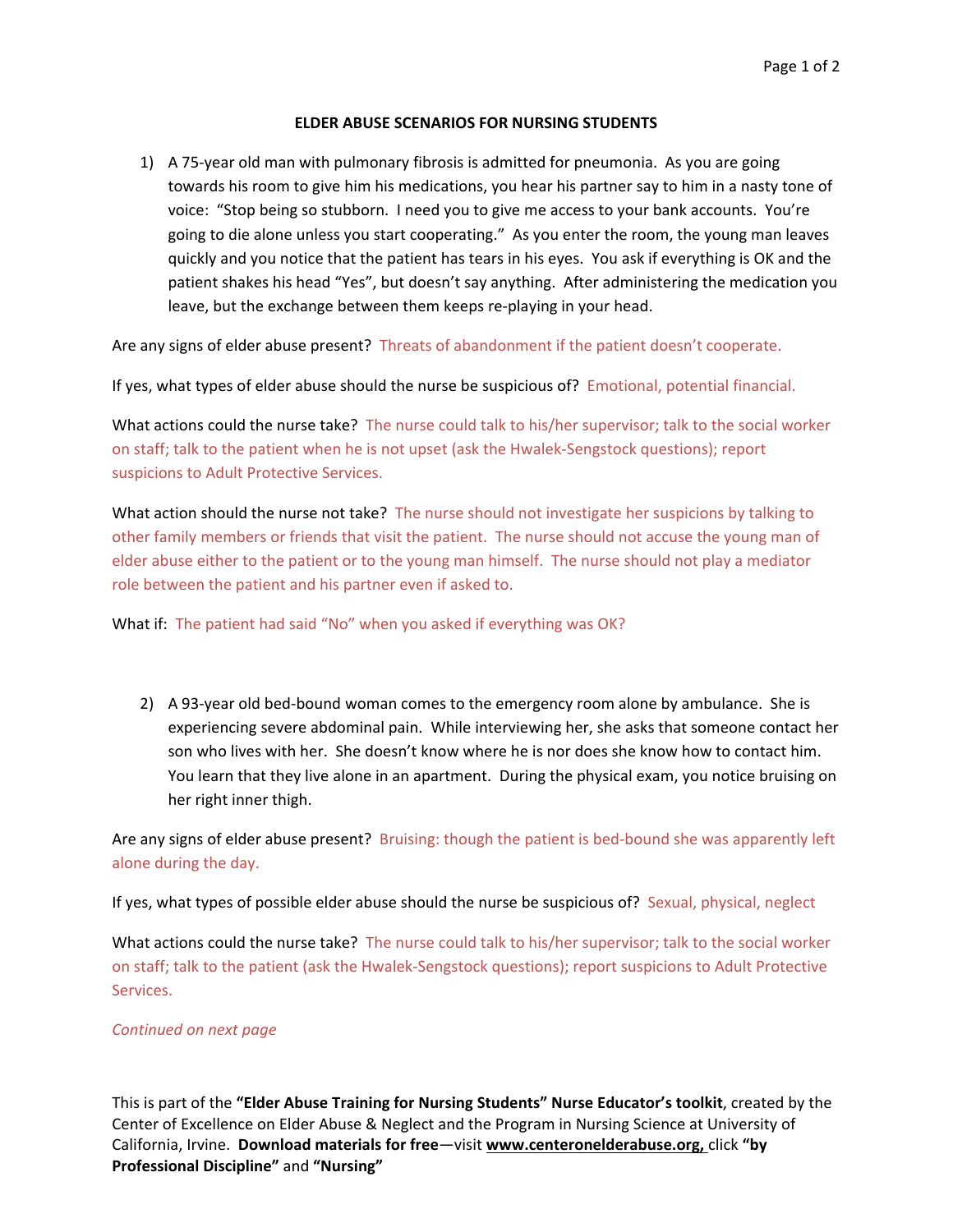## ELDER ABUSE SCENARIOS FOR NURSING STUDENTS

1) A 75-year old man with pulmonary fibrosis is admitted for pneumonia. As you are going towards his room to give him his medications, you hear his partner say to him in a nasty tone of voice: "Stop being so stubborn. I need you to give me access to your bank accounts. You're going to die alone unless you start cooperating." As you enter the room, the young man leaves quickly and you notice that the patient has tears in his eyes. You ask if everything is OK and the patient shakes his head "Yes", but doesn't say anything. After administering the medication you leave, but the exchange between them keeps re-playing in your head.

Are any signs of elder abuse present? Threats of abandonment if the patient doesn't cooperate.

If yes, what types of elder abuse should the nurse be suspicious of? Emotional, potential financial.

What actions could the nurse take? The nurse could talk to his/her supervisor; talk to the social worker on staff; talk to the patient when he is not upset (ask the Hwalek-Sengstock questions); report suspicions to Adult Protective Services.

What action should the nurse not take? The nurse should not investigate her suspicions by talking to other family members or friends that visit the patient. The nurse should not accuse the young man of elder abuse either to the patient or to the young man himself. The nurse should not play a mediator role between the patient and his partner even if asked to.

What if: The patient had said "No" when you asked if everything was OK?

2) A 93-year old bed-bound woman comes to the emergency room alone by ambulance. She is experiencing severe abdominal pain. While interviewing her, she asks that someone contact her son who lives with her. She doesn't know where he is nor does she know how to contact him. You learn that they live alone in an apartment. During the physical exam, you notice bruising on her right inner thigh.

Are any signs of elder abuse present? Bruising: though the patient is bed-bound she was apparently left alone during the day.

If yes, what types of possible elder abuse should the nurse be suspicious of? Sexual, physical, neglect

What actions could the nurse take? The nurse could talk to his/her supervisor; talk to the social worker on staff; talk to the patient (ask the Hwalek-Sengstock questions); report suspicions to Adult Protective Services.

*Continued on next page*

This is part of the **"Elder Abuse Training for Nursing Students" Nurse Educator's toolkit**, created by the Center of Excellence on Elder Abuse & Neglect and the Program in Nursing Science at University of California, Irvine. **Download materials for free**—visit **www.centeronelderabuse.org,** click **"by Professional Discipline"** and **"Nursing"**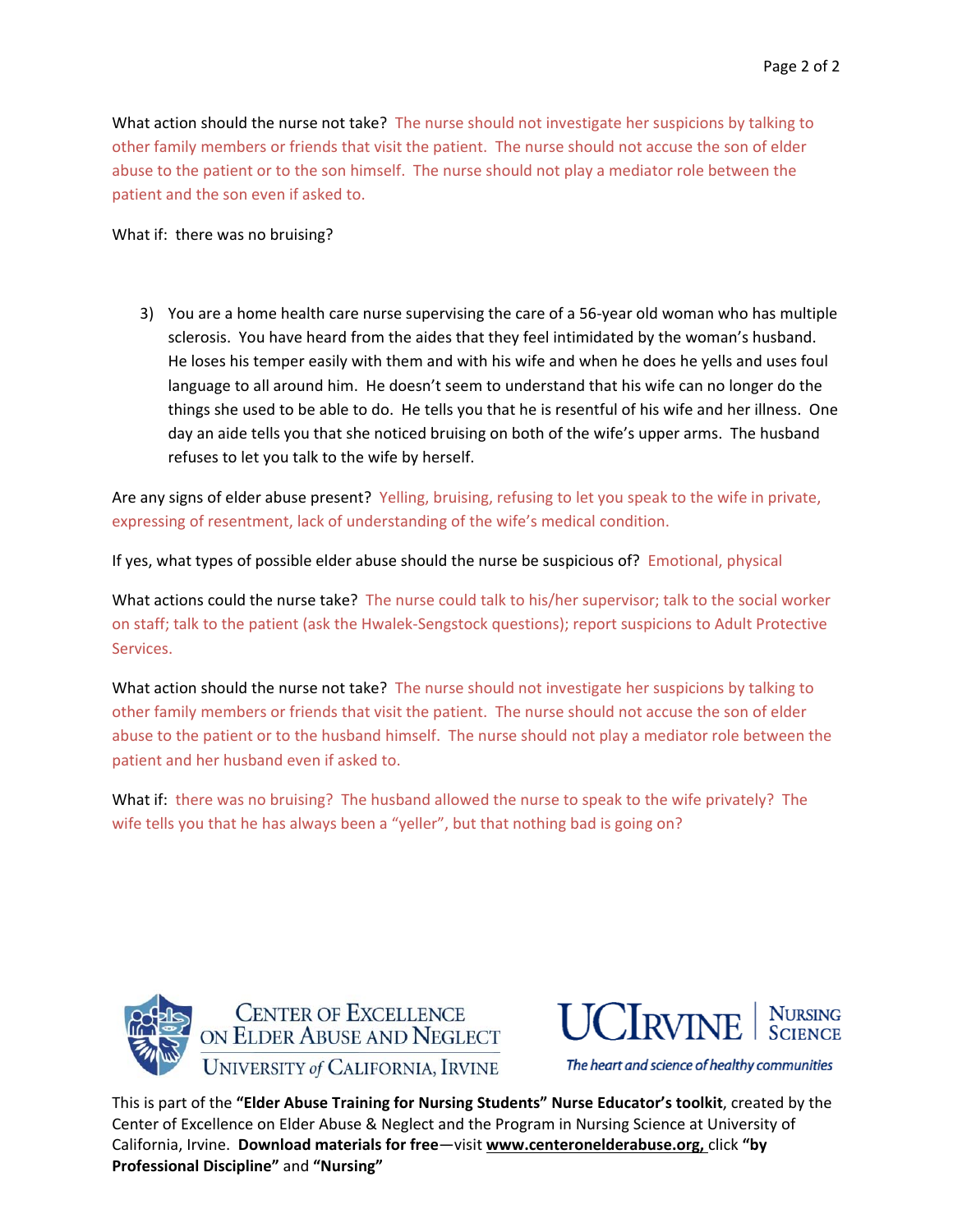What action should the nurse not take? The nurse should not investigate her suspicions by talking to other family members or friends that visit the patient. The nurse should not accuse the son of elder abuse to the patient or to the son himself. The nurse should not play a mediator role between the patient and the son even if asked to.

What if: there was no bruising?

3) You are a home health care nurse supervising the care of a 56-year old woman who has multiple sclerosis. You have heard from the aides that they feel intimidated by the woman's husband. He loses his temper easily with them and with his wife and when he does he yells and uses foul language to all around him. He doesn't seem to understand that his wife can no longer do the things she used to be able to do. He tells you that he is resentful of his wife and her illness. One day an aide tells you that she noticed bruising on both of the wife's upper arms. The husband refuses to let you talk to the wife by herself.

Are any signs of elder abuse present? Yelling, bruising, refusing to let you speak to the wife in private, expressing of resentment, lack of understanding of the wife's medical condition.

If yes, what types of possible elder abuse should the nurse be suspicious of? Emotional, physical

What actions could the nurse take? The nurse could talk to his/her supervisor; talk to the social worker on staff; talk to the patient (ask the Hwalek-Sengstock questions); report suspicions to Adult Protective Services.

What action should the nurse not take? The nurse should not investigate her suspicions by talking to other family members or friends that visit the patient. The nurse should not accuse the son of elder abuse to the patient or to the husband himself. The nurse should not play a mediator role between the patient and her husband even if asked to.

What if: there was no bruising? The husband allowed the nurse to speak to the wife privately? The wife tells you that he has always been a "yeller", but that nothing bad is going on?

Center of Excellence on Elder Abuse and Neglect
University of California, Irvine

UC Irvine | Nursing Science
*The heart and science of healthy communities*

This is part of the **"Elder Abuse Training for Nursing Students" Nurse Educator's toolkit**, created by the Center of Excellence on Elder Abuse & Neglect and the Program in Nursing Science at University of California, Irvine. **Download materials for free**—visit **www.centeronelderabuse.org,** click **"by Professional Discipline"** and **"Nursing"**